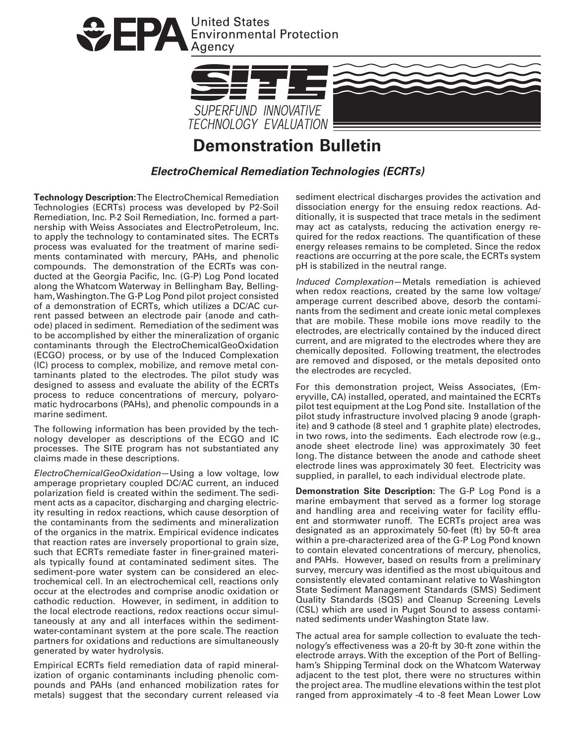United States Environmental Protection Agency

SUPERFUND INNOVATIVE TECHNOLOGY EVALUATION

# Demonstration Bulletin

## *ElectroChemical Remediation Technologies (ECRTs)*

**Technology Description:** The ElectroChemical Remediation Technologies (ECRTs) process was developed by P2-Soil Remediation, Inc. P-2 Soil Remediation, Inc. formed a partnership with Weiss Associates and ElectroPetroleum, Inc. to apply the technology to contaminated sites. The ECRTs process was evaluated for the treatment of marine sediments contaminated with mercury, PAHs, and phenolic compounds. The demonstration of the ECRTs was conducted at the Georgia Pacific, Inc. (G-P) Log Pond located along the Whatcom Waterway in Bellingham Bay, Bellingham, Washington. The G-P Log Pond pilot project consisted of a demonstration of ECRTs, which utilizes a DC/AC current passed between an electrode pair (anode and cathode) placed in sediment. Remediation of the sediment was to be accomplished by either the mineralization of organic contaminants through the ElectroChemicalGeoOxidation (ECGO) process, or by use of the Induced Complexation (IC) process to complex, mobilize, and remove metal contaminants plated to the electrodes. The pilot study was designed to assess and evaluate the ability of the ECRTs process to reduce concentrations of mercury, polyaromatic hydrocarbons (PAHs), and phenolic compounds in a marine sediment.

The following information has been provided by the technology developer as descriptions of the ECGO and IC processes. The SITE program has not substantiated any claims made in these descriptions.

*ElectroChemicalGeoOxidation*—Using a low voltage, low amperage proprietary coupled DC/AC current, an induced polarization field is created within the sediment. The sediment acts as a capacitor, discharging and charging electricity resulting in redox reactions, which cause desorption of the contaminants from the sediments and mineralization of the organics in the matrix. Empirical evidence indicates that reaction rates are inversely proportional to grain size, such that ECRTs remediate faster in finer-grained materials typically found at contaminated sediment sites. The sediment-pore water system can be considered an electrochemical cell. In an electrochemical cell, reactions only occur at the electrodes and comprise anodic oxidation or cathodic reduction. However, in sediment, in addition to the local electrode reactions, redox reactions occur simultaneously at any and all interfaces within the sediment-water-contaminant system at the pore scale. The reaction partners for oxidations and reductions are simultaneously generated by water hydrolysis.

Empirical ECRTs field remediation data of rapid mineralization of organic contaminants including phenolic compounds and PAHs (and enhanced mobilization rates for metals) suggest that the secondary current released via sediment electrical discharges provides the activation and dissociation energy for the ensuing redox reactions. Additionally, it is suspected that trace metals in the sediment may act as catalysts, reducing the activation energy required for the redox reactions. The quantification of these energy releases remains to be completed. Since the redox reactions are occurring at the pore scale, the ECRTs system pH is stabilized in the neutral range.

*Induced Complexation*—Metals remediation is achieved when redox reactions, created by the same low voltage/ amperage current described above, desorb the contaminants from the sediment and create ionic metal complexes that are mobile. These mobile ions move readily to the electrodes, are electrically contained by the induced direct current, and are migrated to the electrodes where they are chemically deposited. Following treatment, the electrodes are removed and disposed, or the metals deposited onto the electrodes are recycled.

For this demonstration project, Weiss Associates, (Emeryville, CA) installed, operated, and maintained the ECRTs pilot test equipment at the Log Pond site. Installation of the pilot study infrastructure involved placing 9 anode (graphite) and 9 cathode (8 steel and 1 graphite plate) electrodes, in two rows, into the sediments. Each electrode row (e.g., anode sheet electrode line) was approximately 30 feet long. The distance between the anode and cathode sheet electrode lines was approximately 30 feet. Electricity was supplied, in parallel, to each individual electrode plate.

**Demonstration Site Description:** The G-P Log Pond is a marine embayment that served as a former log storage and handling area and receiving water for facility effluent and stormwater runoff. The ECRTs project area was designated as an approximately 50-feet (ft) by 50-ft area within a pre-characterized area of the G-P Log Pond known to contain elevated concentrations of mercury, phenolics, and PAHs. However, based on results from a preliminary survey, mercury was identified as the most ubiquitous and consistently elevated contaminant relative to Washington State Sediment Management Standards (SMS) Sediment Quality Standards (SQS) and Cleanup Screening Levels (CSL) which are used in Puget Sound to assess contaminated sediments under Washington State law.

The actual area for sample collection to evaluate the technology's effectiveness was a 20-ft by 30-ft zone within the electrode arrays. With the exception of the Port of Bellingham's Shipping Terminal dock on the Whatcom Waterway adjacent to the test plot, there were no structures within the project area. The mudline elevations within the test plot ranged from approximately -4 to -8 feet Mean Lower Low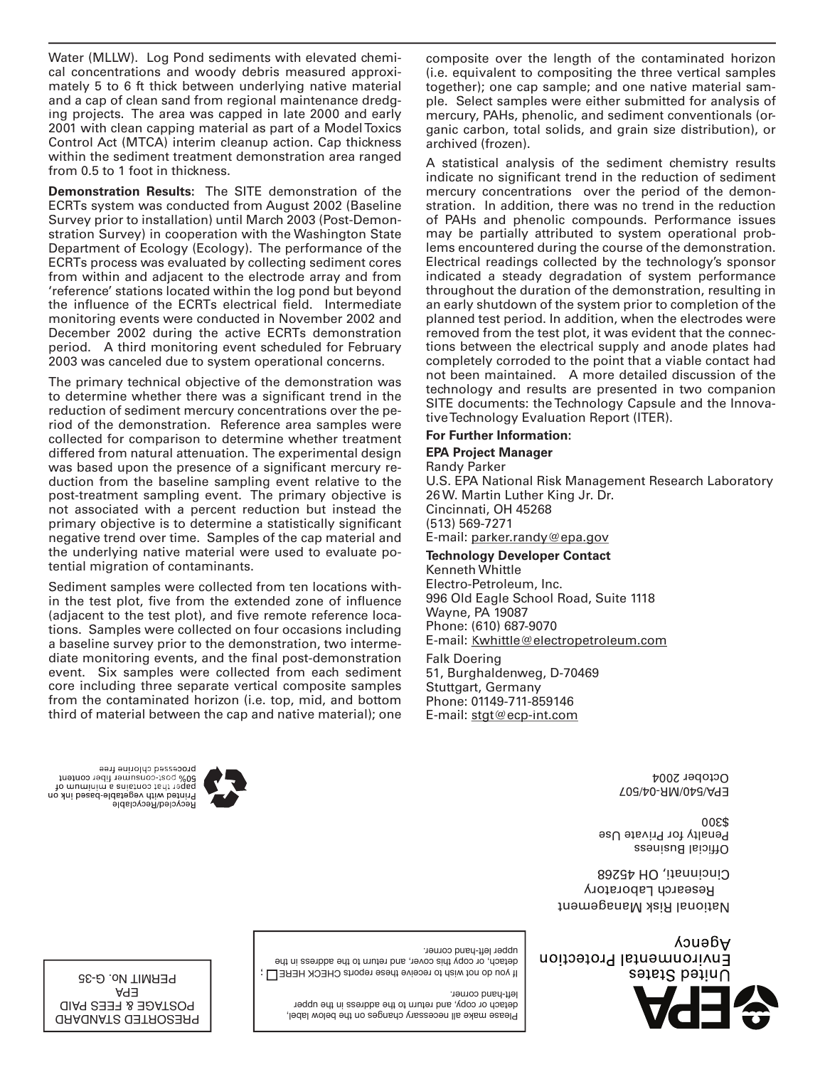Water (MLLW). Log Pond sediments with elevated chemical concentrations and woody debris measured approximately 5 to 6 ft thick between underlying native material and a cap of clean sand from regional maintenance dredging projects. The area was capped in late 2000 and early 2001 with clean capping material as part of a Model Toxics Control Act (MTCA) interim cleanup action. Cap thickness within the sediment treatment demonstration area ranged from 0.5 to 1 foot in thickness.

**Demonstration Results:** The SITE demonstration of the ECRTs system was conducted from August 2002 (Baseline Survey prior to installation) until March 2003 (Post-Demonstration Survey) in cooperation with the Washington State Department of Ecology (Ecology). The performance of the ECRTs process was evaluated by collecting sediment cores from within and adjacent to the electrode array and from 'reference' stations located within the log pond but beyond the influence of the ECRTs electrical field. Intermediate monitoring events were conducted in November 2002 and December 2002 during the active ECRTs demonstration period. A third monitoring event scheduled for February 2003 was canceled due to system operational concerns.

The primary technical objective of the demonstration was to determine whether there was a significant trend in the reduction of sediment mercury concentrations over the period of the demonstration. Reference area samples were collected for comparison to determine whether treatment differed from natural attenuation. The experimental design was based upon the presence of a significant mercury reduction from the baseline sampling event relative to the post-treatment sampling event. The primary objective is not associated with a percent reduction but instead the primary objective is to determine a statistically significant negative trend over time. Samples of the cap material and the underlying native material were used to evaluate potential migration of contaminants.

Sediment samples were collected from ten locations within the test plot, five from the extended zone of influence (adjacent to the test plot), and five remote reference locations. Samples were collected on four occasions including a baseline survey prior to the demonstration, two intermediate monitoring events, and the final post-demonstration event. Six samples were collected from each sediment core including three separate vertical composite samples from the contaminated horizon (i.e. top, mid, and bottom third of material between the cap and native material); one composite over the length of the contaminated horizon (i.e. equivalent to compositing the three vertical samples together); one cap sample; and one native material sample. Select samples were either submitted for analysis of mercury, PAHs, phenolic, and sediment conventionals (organic carbon, total solids, and grain size distribution), or archived (frozen).

A statistical analysis of the sediment chemistry results indicate no significant trend in the reduction of sediment mercury concentrations over the period of the demonstration. In addition, there was no trend in the reduction of PAHs and phenolic compounds. Performance issues may be partially attributed to system operational problems encountered during the course of the demonstration. Electrical readings collected by the technology's sponsor indicated a steady degradation of system performance throughout the duration of the demonstration, resulting in an early shutdown of the system prior to completion of the planned test period. In addition, when the electrodes were removed from the test plot, it was evident that the connections between the electrical supply and anode plates had completely corroded to the point that a viable contact had not been maintained. A more detailed discussion of the technology and results are presented in two companion SITE documents: the Technology Capsule and the Innovative Technology Evaluation Report (ITER).

**For Further Information:**

**EPA Project Manager**
Randy Parker
U.S. EPA National Risk Management Research Laboratory
26 W. Martin Luther King Jr. Dr.
Cincinnati, OH 45268
(513) 569-7271
E-mail: parker.randy@epa.gov

**Technology Developer Contact**
Kenneth Whittle
Electro-Petroleum, Inc.
996 Old Eagle School Road, Suite 1118
Wayne, PA 19087
Phone: (610) 687-9070
E-mail: Kwhittle@electropetroleum.com

Falk Doering
51, Burghaldenweg, D-70469
Stuttgart, Germany
Phone: 01149-711-859146
E-mail: stgt@ecp-int.com

Recycled/Recyclable
Printed with vegetable-based ink on paper that contains a minimum of 50% post-consumer fiber content processed chlorine free

EPA/540/MR-04/507
October 2004

United States
Environmental Protection
Agency

National Risk Management
Research Laboratory
Cincinnati, OH 45268

Official Business
Penalty for Private Use
$300

Please make all necessary changes on the below label, detach or copy, and return to the address in the upper left-hand corner.

If you do not wish to receive these reports CHECK HERE ☐; detach, or copy this cover, and return to the address in the upper left-hand corner.

PRESORTED STANDARD
POSTAGE & FEES PAID
EPA
PERMIT No. G-35